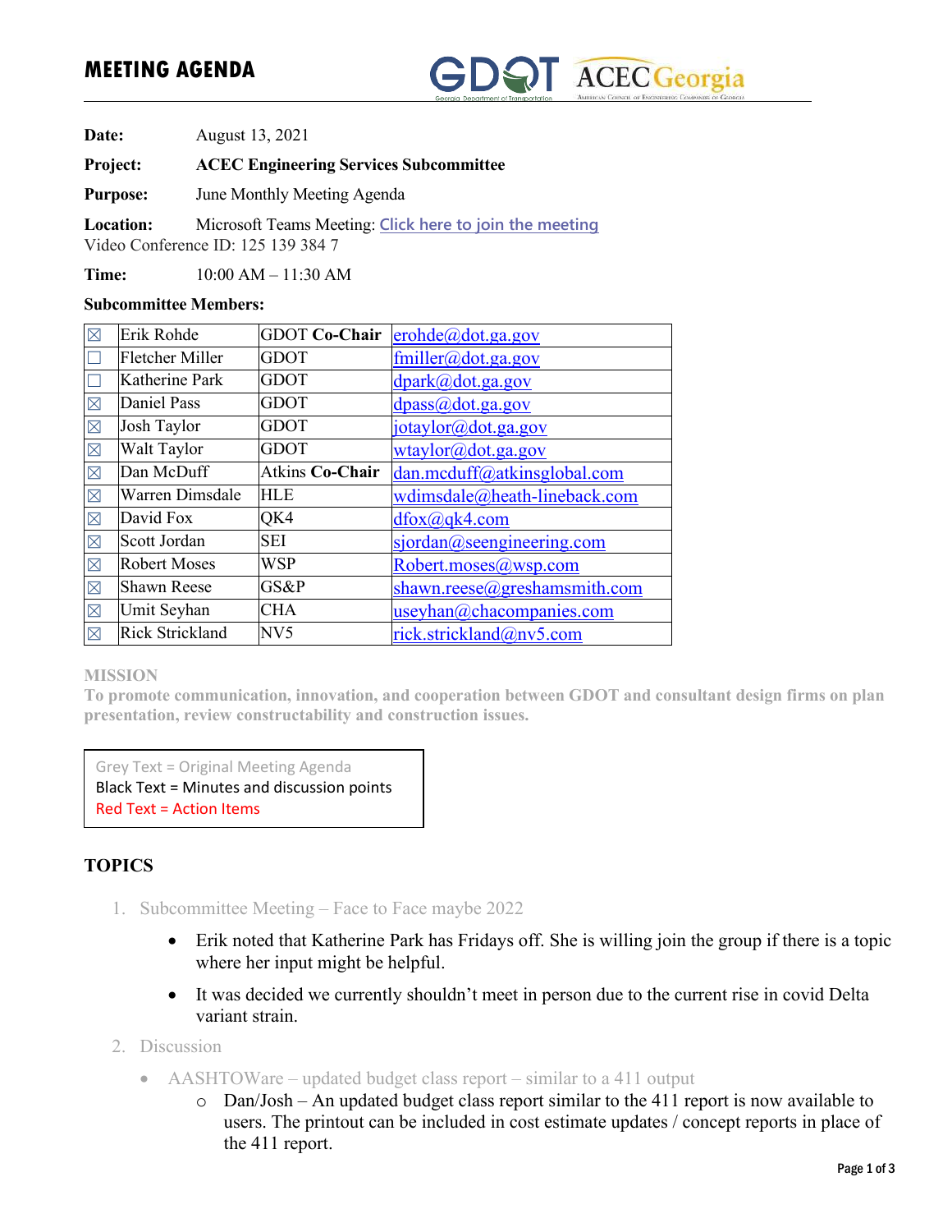# MEETING AGENDA

**Date:** August 13, 2021

**Project:** **ACEC Engineering Services Subcommittee**

**Purpose:** June Monthly Meeting Agenda

**Location:** Microsoft Teams Meeting: Click here to join the meeting
Video Conference ID: 125 139 384 7

**Time:** 10:00 AM – 11:30 AM

**Subcommittee Members:**

| | | | |
|---|---|---|---|
| ☒ | Erik Rohde | GDOT **Co-Chair** | erohde@dot.ga.gov |
| ☐ | Fletcher Miller | GDOT | fmiller@dot.ga.gov |
| ☐ | Katherine Park | GDOT | dpark@dot.ga.gov |
| ☒ | Daniel Pass | GDOT | dpass@dot.ga.gov |
| ☒ | Josh Taylor | GDOT | jotaylor@dot.ga.gov |
| ☒ | Walt Taylor | GDOT | wtaylor@dot.ga.gov |
| ☒ | Dan McDuff | Atkins **Co-Chair** | dan.mcduff@atkinsglobal.com |
| ☒ | Warren Dimsdale | HLE | wdimsdale@heath-lineback.com |
| ☒ | David Fox | QK4 | dfox@qk4.com |
| ☒ | Scott Jordan | SEI | sjordan@seengineering.com |
| ☒ | Robert Moses | WSP | Robert.moses@wsp.com |
| ☒ | Shawn Reese | GS&P | shawn.reese@greshamsmith.com |
| ☒ | Umit Seyhan | CHA | useyhan@chacompanies.com |
| ☒ | Rick Strickland | NV5 | rick.strickland@nv5.com |

**MISSION**
**To promote communication, innovation, and cooperation between GDOT and consultant design firms on plan presentation, review constructability and construction issues.**

> Grey Text = Original Meeting Agenda
> Black Text = Minutes and discussion points
> Red Text = Action Items

## TOPICS

1. Subcommittee Meeting – Face to Face maybe 2022
   - Erik noted that Katherine Park has Fridays off. She is willing join the group if there is a topic where her input might be helpful.
   - It was decided we currently shouldn't meet in person due to the current rise in covid Delta variant strain.
2. Discussion
   - AASHTOWare – updated budget class report – similar to a 411 output
     - Dan/Josh – An updated budget class report similar to the 411 report is now available to users. The printout can be included in cost estimate updates / concept reports in place of the 411 report.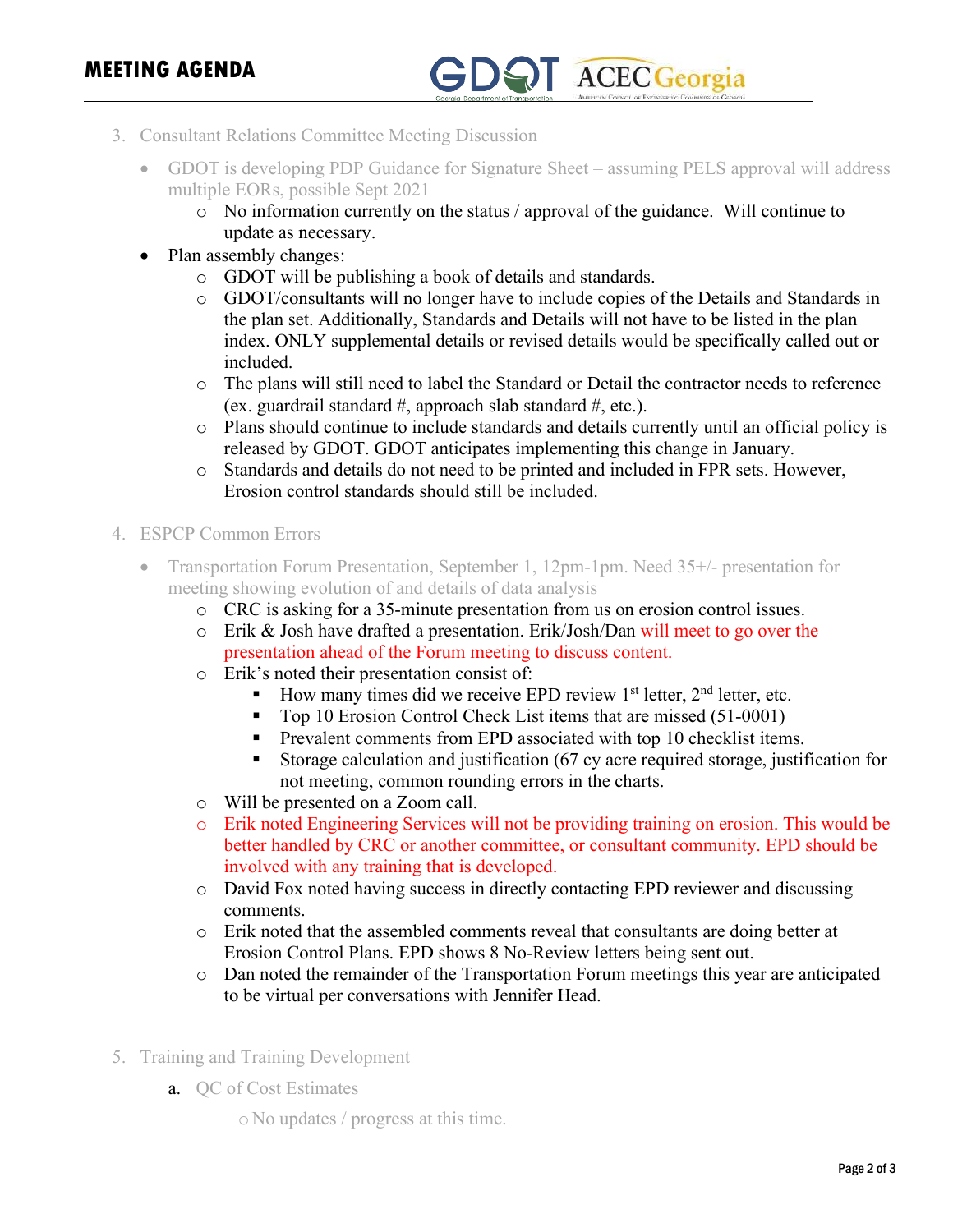3. Consultant Relations Committee Meeting Discussion

- GDOT is developing PDP Guidance for Signature Sheet – assuming PELS approval will address multiple EORs, possible Sept 2021
  - No information currently on the status / approval of the guidance. Will continue to update as necessary.
- Plan assembly changes:
  - GDOT will be publishing a book of details and standards.
  - GDOT/consultants will no longer have to include copies of the Details and Standards in the plan set. Additionally, Standards and Details will not have to be listed in the plan index. ONLY supplemental details or revised details would be specifically called out or included.
  - The plans will still need to label the Standard or Detail the contractor needs to reference (ex. guardrail standard #, approach slab standard #, etc.).
  - Plans should continue to include standards and details currently until an official policy is released by GDOT. GDOT anticipates implementing this change in January.
  - Standards and details do not need to be printed and included in FPR sets. However, Erosion control standards should still be included.

4. ESPCP Common Errors

- Transportation Forum Presentation, September 1, 12pm-1pm. Need 35+/- presentation for meeting showing evolution of and details of data analysis
  - CRC is asking for a 35-minute presentation from us on erosion control issues.
  - Erik & Josh have drafted a presentation. Erik/Josh/Dan will meet to go over the presentation ahead of the Forum meeting to discuss content.
  - Erik's noted their presentation consist of:
    - How many times did we receive EPD review 1st letter, 2nd letter, etc.
    - Top 10 Erosion Control Check List items that are missed (51-0001)
    - Prevalent comments from EPD associated with top 10 checklist items.
    - Storage calculation and justification (67 cy acre required storage, justification for not meeting, common rounding errors in the charts.
  - Will be presented on a Zoom call.
  - Erik noted Engineering Services will not be providing training on erosion. This would be better handled by CRC or another committee, or consultant community. EPD should be involved with any training that is developed.
  - David Fox noted having success in directly contacting EPD reviewer and discussing comments.
  - Erik noted that the assembled comments reveal that consultants are doing better at Erosion Control Plans. EPD shows 8 No-Review letters being sent out.
  - Dan noted the remainder of the Transportation Forum meetings this year are anticipated to be virtual per conversations with Jennifer Head.

5. Training and Training Development

   a. QC of Cost Estimates

      - No updates / progress at this time.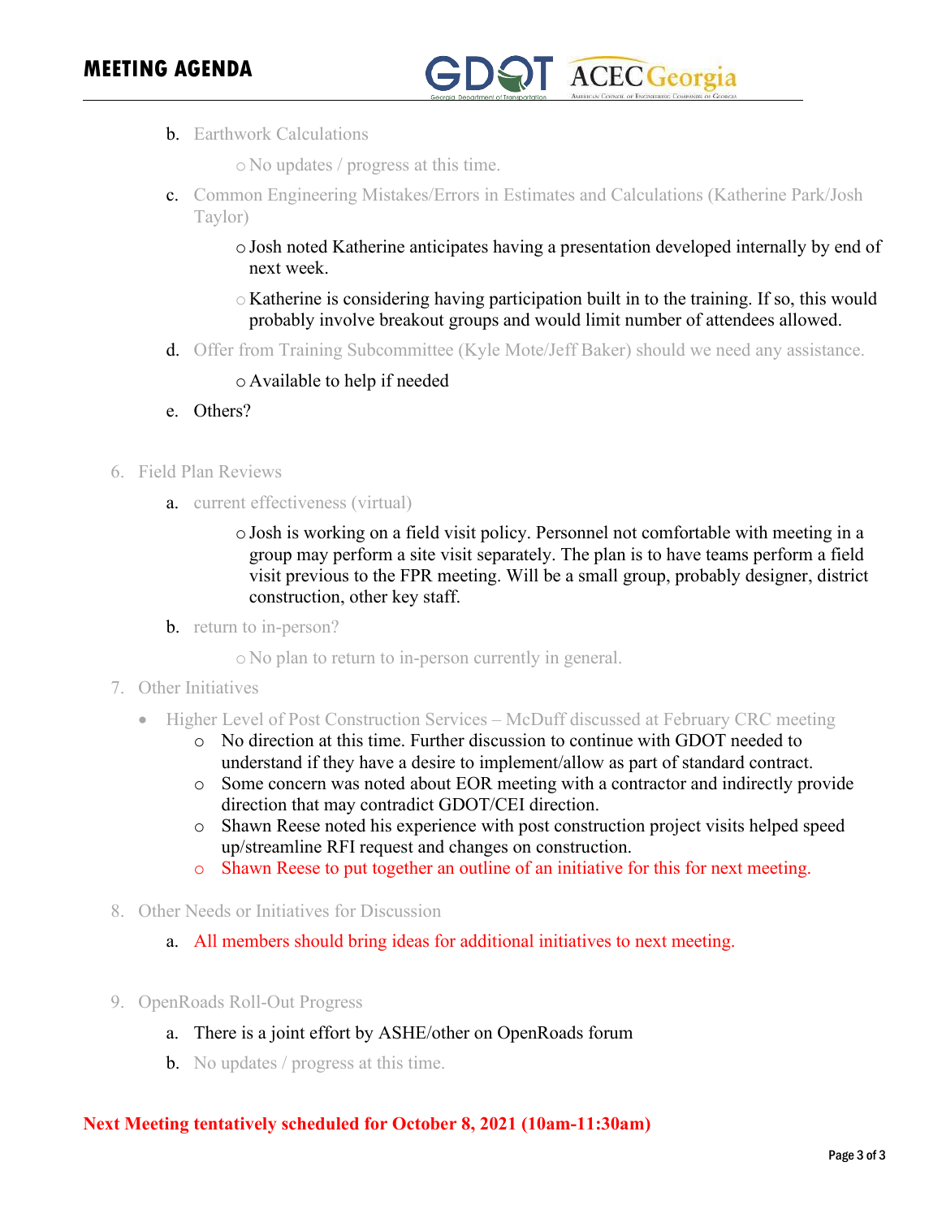b. Earthwork Calculations

   - No updates / progress at this time.

c. Common Engineering Mistakes/Errors in Estimates and Calculations (Katherine Park/Josh Taylor)

   - Josh noted Katherine anticipates having a presentation developed internally by end of next week.
   - Katherine is considering having participation built in to the training. If so, this would probably involve breakout groups and would limit number of attendees allowed.

d. Offer from Training Subcommittee (Kyle Mote/Jeff Baker) should we need any assistance.

   - Available to help if needed

e. Others?

6. Field Plan Reviews

   a. current effectiveness (virtual)

      - Josh is working on a field visit policy. Personnel not comfortable with meeting in a group may perform a site visit separately. The plan is to have teams perform a field visit previous to the FPR meeting. Will be a small group, probably designer, district construction, other key staff.

   b. return to in-person?

      - No plan to return to in-person currently in general.

7. Other Initiatives

   - Higher Level of Post Construction Services – McDuff discussed at February CRC meeting
     - No direction at this time. Further discussion to continue with GDOT needed to understand if they have a desire to implement/allow as part of standard contract.
     - Some concern was noted about EOR meeting with a contractor and indirectly provide direction that may contradict GDOT/CEI direction.
     - Shawn Reese noted his experience with post construction project visits helped speed up/streamline RFI request and changes on construction.
     - Shawn Reese to put together an outline of an initiative for this for next meeting.

8. Other Needs or Initiatives for Discussion

   a. All members should bring ideas for additional initiatives to next meeting.

9. OpenRoads Roll-Out Progress

   a. There is a joint effort by ASHE/other on OpenRoads forum
   b. No updates / progress at this time.

**Next Meeting tentatively scheduled for October 8, 2021 (10am-11:30am)**